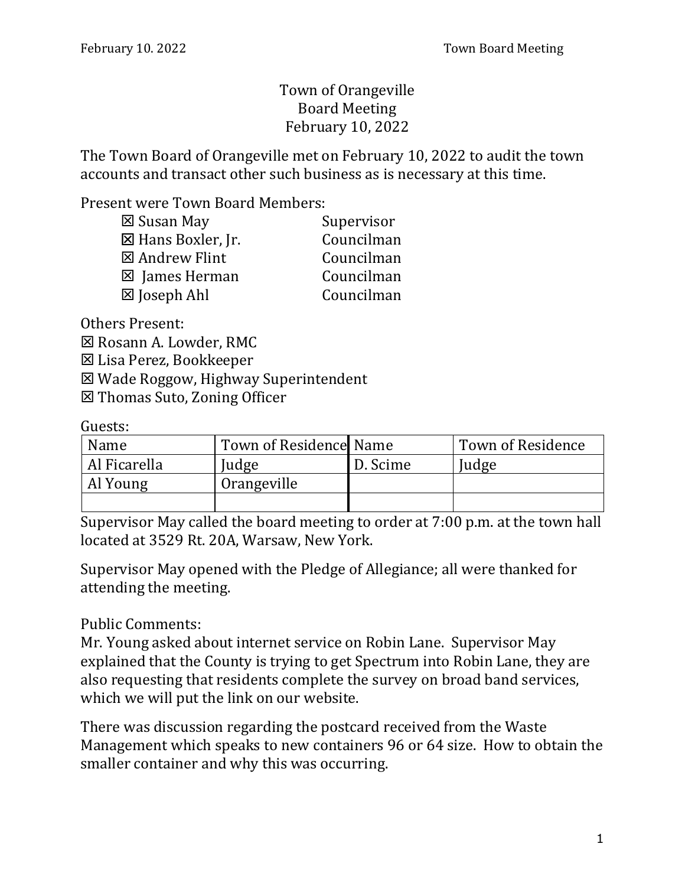# Town of Orangeville
## Board Meeting
## February 10, 2022

The Town Board of Orangeville met on February 10, 2022 to audit the town accounts and transact other such business as is necessary at this time.

Present were Town Board Members:

- ☒ Susan May — Supervisor
- ☒ Hans Boxler, Jr. — Councilman
- ☒ Andrew Flint — Councilman
- ☒ James Herman — Councilman
- ☒ Joseph Ahl — Councilman

Others Present:

- ☒ Rosann A. Lowder, RMC
- ☒ Lisa Perez, Bookkeeper
- ☒ Wade Roggow, Highway Superintendent
- ☒ Thomas Suto, Zoning Officer

Guests:

| Name | Town of Residence | Name | Town of Residence |
|---|---|---|---|
| Al Ficarella | Judge | D. Scime | Judge |
| Al Young | Orangeville | | |
| | | | |

Supervisor May called the board meeting to order at 7:00 p.m. at the town hall located at 3529 Rt. 20A, Warsaw, New York.

Supervisor May opened with the Pledge of Allegiance; all were thanked for attending the meeting.

Public Comments:

Mr. Young asked about internet service on Robin Lane. Supervisor May explained that the County is trying to get Spectrum into Robin Lane, they are also requesting that residents complete the survey on broad band services, which we will put the link on our website.

There was discussion regarding the postcard received from the Waste Management which speaks to new containers 96 or 64 size. How to obtain the smaller container and why this was occurring.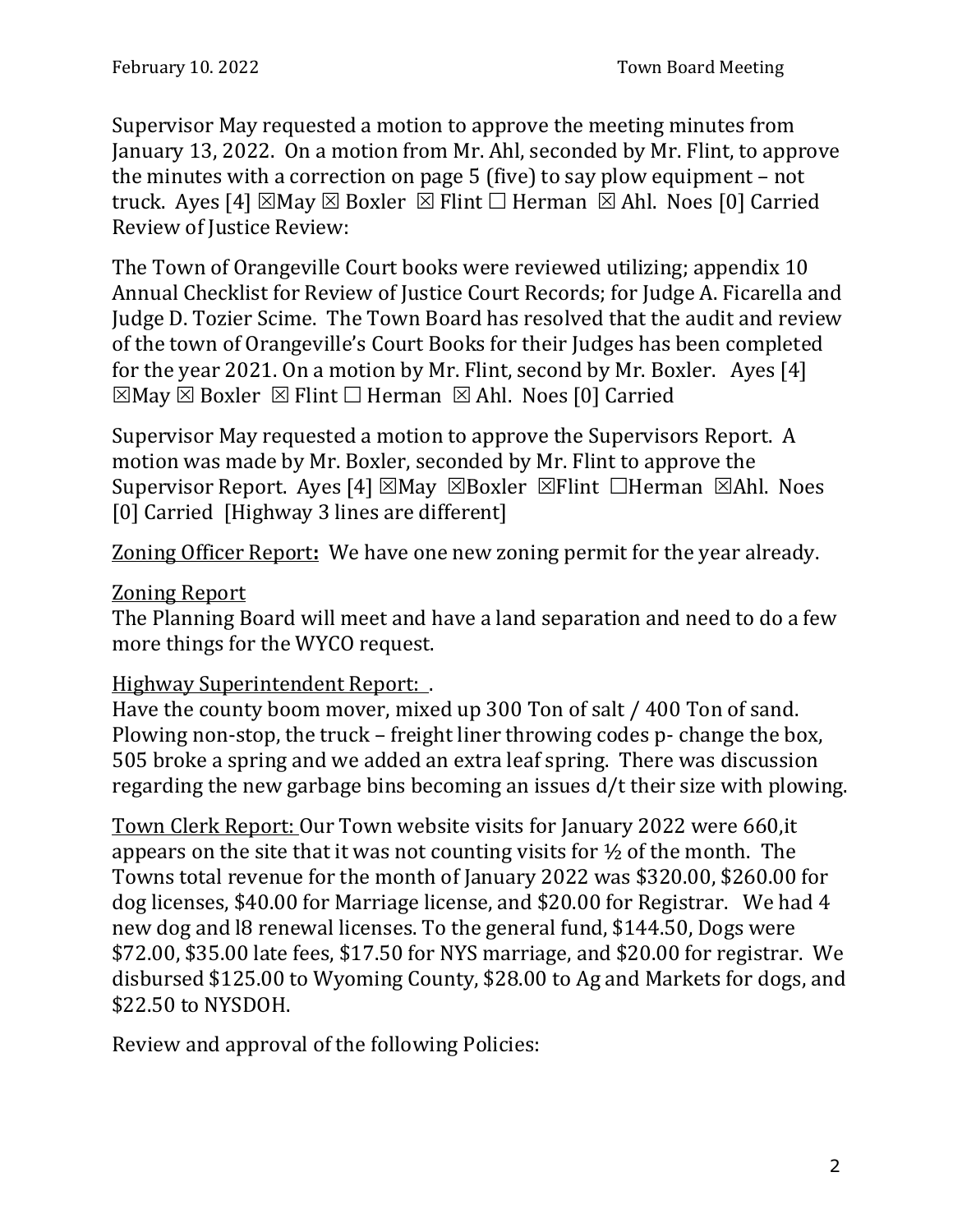Supervisor May requested a motion to approve the meeting minutes from January 13, 2022. On a motion from Mr. Ahl, seconded by Mr. Flint, to approve the minutes with a correction on page 5 (five) to say plow equipment – not truck. Ayes [4] ☒May ☒ Boxler ☒ Flint ☐ Herman ☒ Ahl. Noes [0] Carried

Review of Justice Review:

The Town of Orangeville Court books were reviewed utilizing; appendix 10 Annual Checklist for Review of Justice Court Records; for Judge A. Ficarella and Judge D. Tozier Scime. The Town Board has resolved that the audit and review of the town of Orangeville's Court Books for their Judges has been completed for the year 2021. On a motion by Mr. Flint, second by Mr. Boxler. Ayes [4] ☒May ☒ Boxler ☒ Flint ☐ Herman ☒ Ahl. Noes [0] Carried

Supervisor May requested a motion to approve the Supervisors Report. A motion was made by Mr. Boxler, seconded by Mr. Flint to approve the Supervisor Report. Ayes [4] ☒May ☒Boxler ☒Flint ☐Herman ☒Ahl. Noes [0] Carried [Highway 3 lines are different]

Zoning Officer Report**:** We have one new zoning permit for the year already.

Zoning Report

The Planning Board will meet and have a land separation and need to do a few more things for the WYCO request.

Highway Superintendent Report: .

Have the county boom mover, mixed up 300 Ton of salt / 400 Ton of sand. Plowing non-stop, the truck – freight liner throwing codes p- change the box, 505 broke a spring and we added an extra leaf spring. There was discussion regarding the new garbage bins becoming an issues d/t their size with plowing.

Town Clerk Report: Our Town website visits for January 2022 were 660,it appears on the site that it was not counting visits for ½ of the month. The Towns total revenue for the month of January 2022 was $320.00, $260.00 for dog licenses, $40.00 for Marriage license, and $20.00 for Registrar. We had 4 new dog and l8 renewal licenses. To the general fund, $144.50, Dogs were $72.00, $35.00 late fees, $17.50 for NYS marriage, and $20.00 for registrar. We disbursed $125.00 to Wyoming County, $28.00 to Ag and Markets for dogs, and $22.50 to NYSDOH.

Review and approval of the following Policies: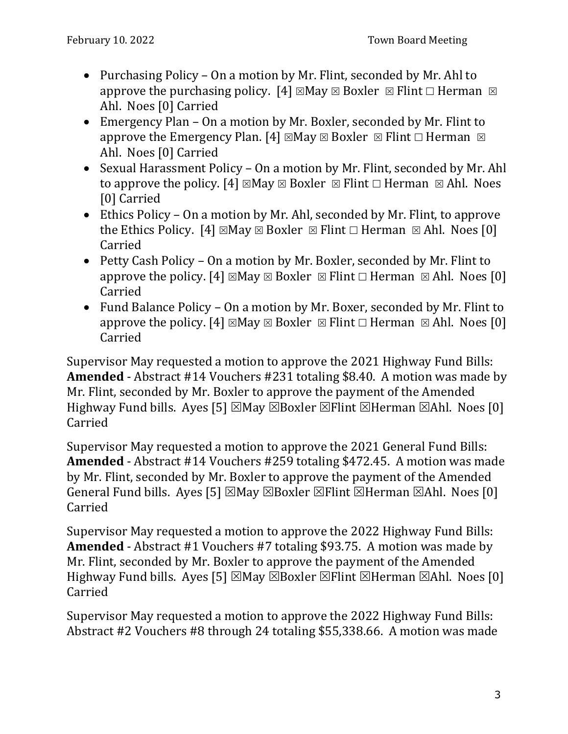- Purchasing Policy – On a motion by Mr. Flint, seconded by Mr. Ahl to approve the purchasing policy. [4] ☒May ☒ Boxler ☒ Flint □ Herman ☒ Ahl. Noes [0] Carried
- Emergency Plan – On a motion by Mr. Boxler, seconded by Mr. Flint to approve the Emergency Plan. [4] ☒May ☒ Boxler ☒ Flint □ Herman ☒ Ahl. Noes [0] Carried
- Sexual Harassment Policy – On a motion by Mr. Flint, seconded by Mr. Ahl to approve the policy. [4] ☒May ☒ Boxler ☒ Flint □ Herman ☒ Ahl. Noes [0] Carried
- Ethics Policy – On a motion by Mr. Ahl, seconded by Mr. Flint, to approve the Ethics Policy. [4] ☒May ☒ Boxler ☒ Flint □ Herman ☒ Ahl. Noes [0] Carried
- Petty Cash Policy – On a motion by Mr. Boxler, seconded by Mr. Flint to approve the policy. [4] ☒May ☒ Boxler ☒ Flint □ Herman ☒ Ahl. Noes [0] Carried
- Fund Balance Policy – On a motion by Mr. Boxer, seconded by Mr. Flint to approve the policy. [4] ☒May ☒ Boxler ☒ Flint □ Herman ☒ Ahl. Noes [0] Carried

Supervisor May requested a motion to approve the 2021 Highway Fund Bills: **Amended** - Abstract #14 Vouchers #231 totaling $8.40. A motion was made by Mr. Flint, seconded by Mr. Boxler to approve the payment of the Amended Highway Fund bills. Ayes [5] ☒May ☒Boxler ☒Flint ☒Herman ☒Ahl. Noes [0] Carried

Supervisor May requested a motion to approve the 2021 General Fund Bills: **Amended** - Abstract #14 Vouchers #259 totaling $472.45. A motion was made by Mr. Flint, seconded by Mr. Boxler to approve the payment of the Amended General Fund bills. Ayes [5] ☒May ☒Boxler ☒Flint ☒Herman ☒Ahl. Noes [0] Carried

Supervisor May requested a motion to approve the 2022 Highway Fund Bills: **Amended** - Abstract #1 Vouchers #7 totaling $93.75. A motion was made by Mr. Flint, seconded by Mr. Boxler to approve the payment of the Amended Highway Fund bills. Ayes [5] ☒May ☒Boxler ☒Flint ☒Herman ☒Ahl. Noes [0] Carried

Supervisor May requested a motion to approve the 2022 Highway Fund Bills: Abstract #2 Vouchers #8 through 24 totaling $55,338.66. A motion was made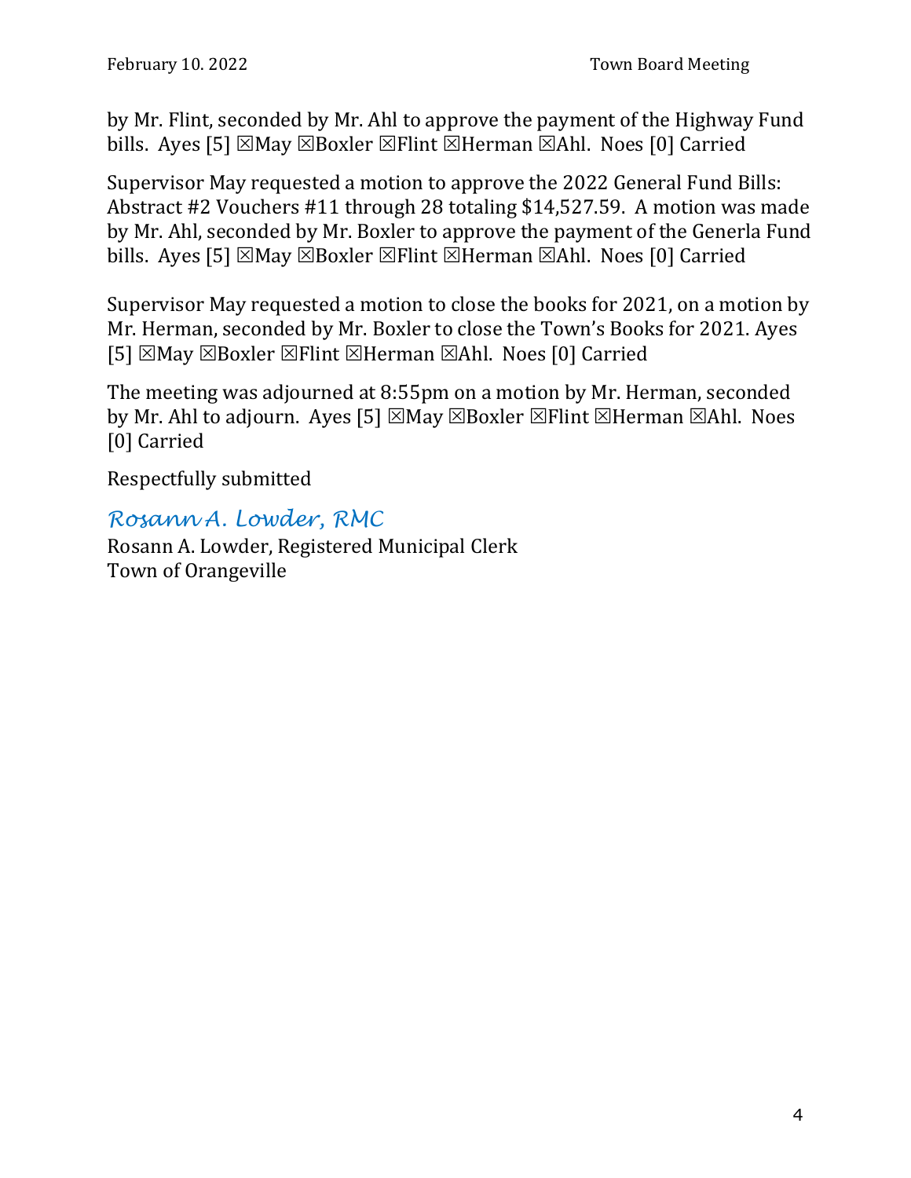by Mr. Flint, seconded by Mr. Ahl to approve the payment of the Highway Fund bills. Ayes [5] ☒May ☒Boxler ☒Flint ☒Herman ☒Ahl. Noes [0] Carried

Supervisor May requested a motion to approve the 2022 General Fund Bills: Abstract #2 Vouchers #11 through 28 totaling $14,527.59. A motion was made by Mr. Ahl, seconded by Mr. Boxler to approve the payment of the Generla Fund bills. Ayes [5] ☒May ☒Boxler ☒Flint ☒Herman ☒Ahl. Noes [0] Carried

Supervisor May requested a motion to close the books for 2021, on a motion by Mr. Herman, seconded by Mr. Boxler to close the Town's Books for 2021. Ayes [5] ☒May ☒Boxler ☒Flint ☒Herman ☒Ahl. Noes [0] Carried

The meeting was adjourned at 8:55pm on a motion by Mr. Herman, seconded by Mr. Ahl to adjourn. Ayes [5] ☒May ☒Boxler ☒Flint ☒Herman ☒Ahl. Noes [0] Carried

Respectfully submitted

*Rosann A. Lowder, RMC*

Rosann A. Lowder, Registered Municipal Clerk
Town of Orangeville